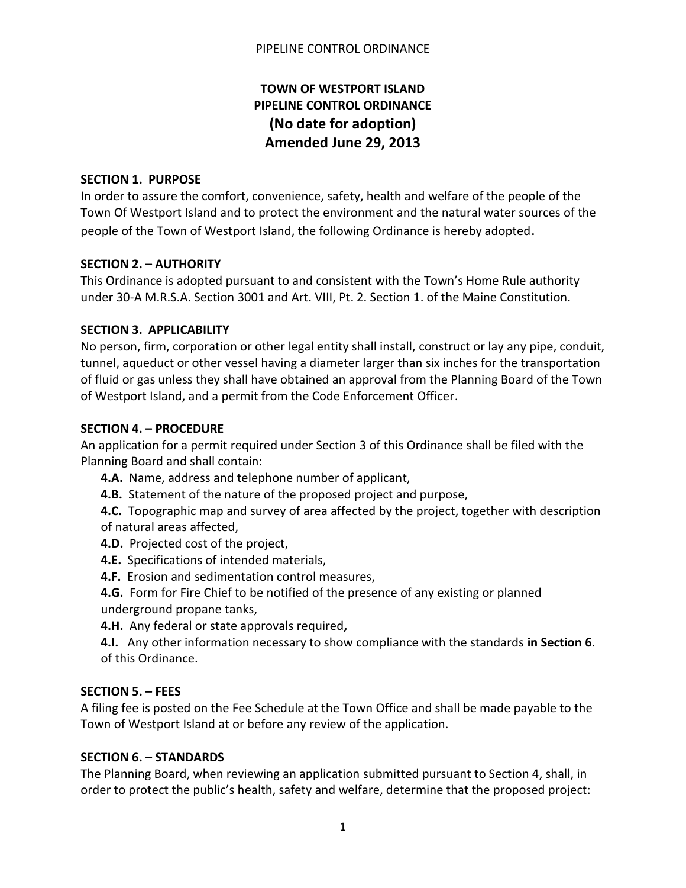# TOWN OF WESTPORT ISLAND
# PIPELINE CONTROL ORDINANCE
# (No date for adoption)
# Amended June 29, 2013

**SECTION 1. PURPOSE**

In order to assure the comfort, convenience, safety, health and welfare of the people of the Town Of Westport Island and to protect the environment and the natural water sources of the people of the Town of Westport Island, the following Ordinance is hereby adopted.

**SECTION 2. – AUTHORITY**

This Ordinance is adopted pursuant to and consistent with the Town's Home Rule authority under 30-A M.R.S.A. Section 3001 and Art. VIII, Pt. 2. Section 1. of the Maine Constitution.

**SECTION 3. APPLICABILITY**

No person, firm, corporation or other legal entity shall install, construct or lay any pipe, conduit, tunnel, aqueduct or other vessel having a diameter larger than six inches for the transportation of fluid or gas unless they shall have obtained an approval from the Planning Board of the Town of Westport Island, and a permit from the Code Enforcement Officer.

**SECTION 4. – PROCEDURE**

An application for a permit required under Section 3 of this Ordinance shall be filed with the Planning Board and shall contain:

- **4.A.** Name, address and telephone number of applicant,
- **4.B.** Statement of the nature of the proposed project and purpose,
- **4.C.** Topographic map and survey of area affected by the project, together with description of natural areas affected,
- **4.D.** Projected cost of the project,
- **4.E.** Specifications of intended materials,
- **4.F.** Erosion and sedimentation control measures,
- **4.G.** Form for Fire Chief to be notified of the presence of any existing or planned underground propane tanks,
- **4.H.** Any federal or state approvals required**,**
- **4.I.** Any other information necessary to show compliance with the standards **in Section 6**. of this Ordinance.

**SECTION 5. – FEES**

A filing fee is posted on the Fee Schedule at the Town Office and shall be made payable to the Town of Westport Island at or before any review of the application.

**SECTION 6. – STANDARDS**

The Planning Board, when reviewing an application submitted pursuant to Section 4, shall, in order to protect the public's health, safety and welfare, determine that the proposed project: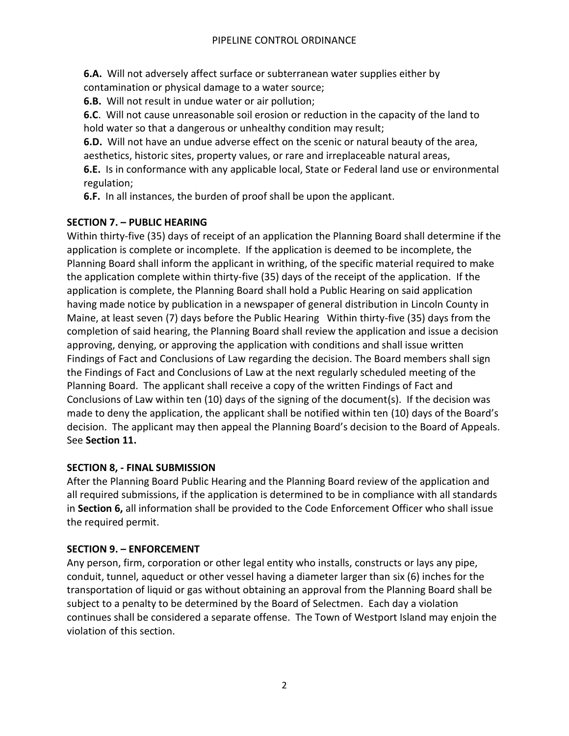**6.A.** Will not adversely affect surface or subterranean water supplies either by contamination or physical damage to a water source;

**6.B.** Will not result in undue water or air pollution;

**6.C**. Will not cause unreasonable soil erosion or reduction in the capacity of the land to hold water so that a dangerous or unhealthy condition may result;

**6.D.** Will not have an undue adverse effect on the scenic or natural beauty of the area, aesthetics, historic sites, property values, or rare and irreplaceable natural areas,

**6.E.** Is in conformance with any applicable local, State or Federal land use or environmental regulation;

**6.F.** In all instances, the burden of proof shall be upon the applicant.

## SECTION 7. – PUBLIC HEARING

Within thirty-five (35) days of receipt of an application the Planning Board shall determine if the application is complete or incomplete. If the application is deemed to be incomplete, the Planning Board shall inform the applicant in writhing, of the specific material required to make the application complete within thirty-five (35) days of the receipt of the application. If the application is complete, the Planning Board shall hold a Public Hearing on said application having made notice by publication in a newspaper of general distribution in Lincoln County in Maine, at least seven (7) days before the Public Hearing Within thirty-five (35) days from the completion of said hearing, the Planning Board shall review the application and issue a decision approving, denying, or approving the application with conditions and shall issue written Findings of Fact and Conclusions of Law regarding the decision. The Board members shall sign the Findings of Fact and Conclusions of Law at the next regularly scheduled meeting of the Planning Board. The applicant shall receive a copy of the written Findings of Fact and Conclusions of Law within ten (10) days of the signing of the document(s). If the decision was made to deny the application, the applicant shall be notified within ten (10) days of the Board's decision. The applicant may then appeal the Planning Board's decision to the Board of Appeals. See **Section 11.**

## SECTION 8, - FINAL SUBMISSION

After the Planning Board Public Hearing and the Planning Board review of the application and all required submissions, if the application is determined to be in compliance with all standards in **Section 6,** all information shall be provided to the Code Enforcement Officer who shall issue the required permit.

## SECTION 9. – ENFORCEMENT

Any person, firm, corporation or other legal entity who installs, constructs or lays any pipe, conduit, tunnel, aqueduct or other vessel having a diameter larger than six (6) inches for the transportation of liquid or gas without obtaining an approval from the Planning Board shall be subject to a penalty to be determined by the Board of Selectmen. Each day a violation continues shall be considered a separate offense. The Town of Westport Island may enjoin the violation of this section.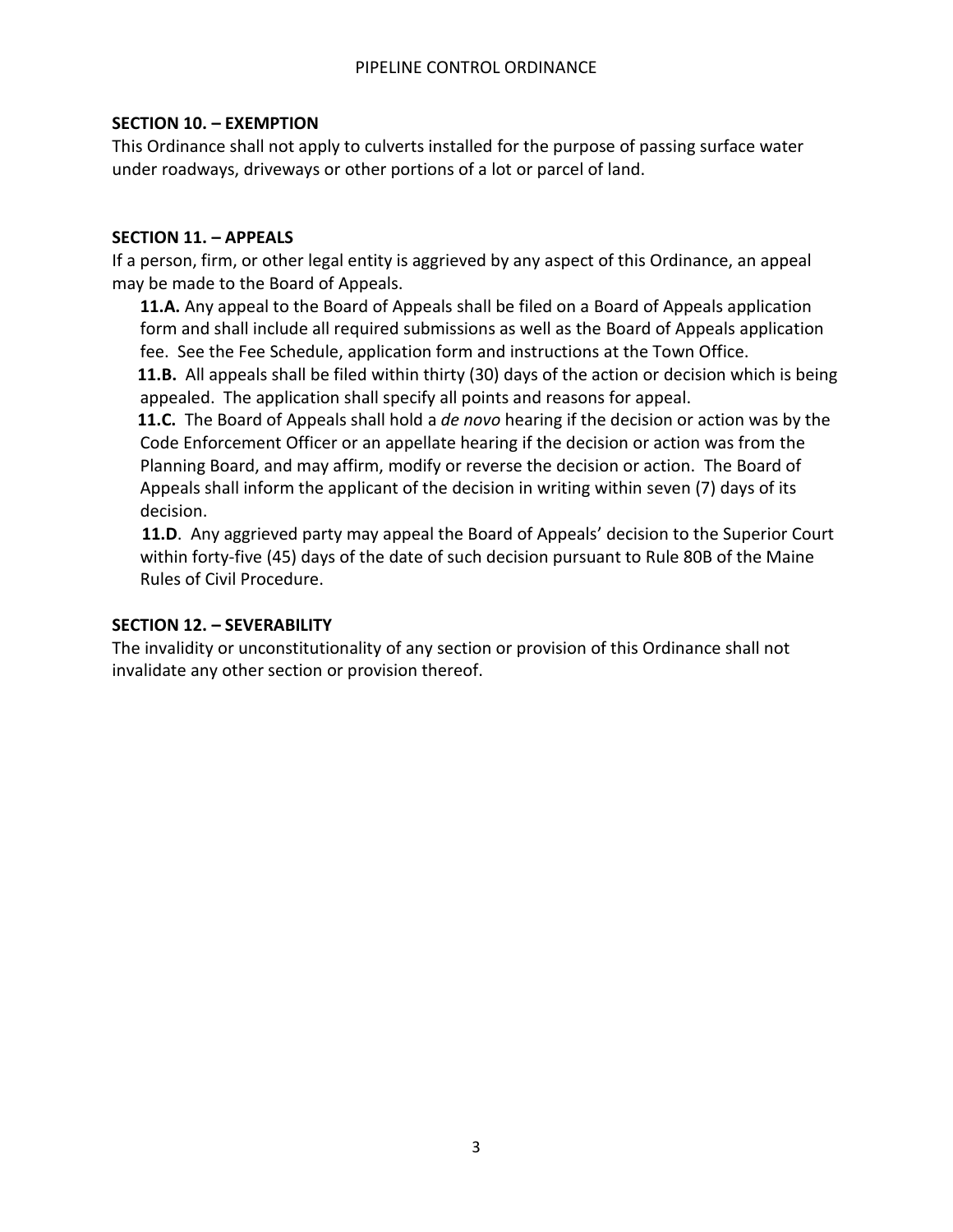## SECTION 10. – EXEMPTION

This Ordinance shall not apply to culverts installed for the purpose of passing surface water under roadways, driveways or other portions of a lot or parcel of land.

## SECTION 11. – APPEALS

If a person, firm, or other legal entity is aggrieved by any aspect of this Ordinance, an appeal may be made to the Board of Appeals.

**11.A.** Any appeal to the Board of Appeals shall be filed on a Board of Appeals application form and shall include all required submissions as well as the Board of Appeals application fee. See the Fee Schedule, application form and instructions at the Town Office.

**11.B.** All appeals shall be filed within thirty (30) days of the action or decision which is being appealed. The application shall specify all points and reasons for appeal.

**11.C.** The Board of Appeals shall hold a *de novo* hearing if the decision or action was by the Code Enforcement Officer or an appellate hearing if the decision or action was from the Planning Board, and may affirm, modify or reverse the decision or action. The Board of Appeals shall inform the applicant of the decision in writing within seven (7) days of its decision.

**11.D**. Any aggrieved party may appeal the Board of Appeals' decision to the Superior Court within forty-five (45) days of the date of such decision pursuant to Rule 80B of the Maine Rules of Civil Procedure.

## SECTION 12. – SEVERABILITY

The invalidity or unconstitutionality of any section or provision of this Ordinance shall not invalidate any other section or provision thereof.